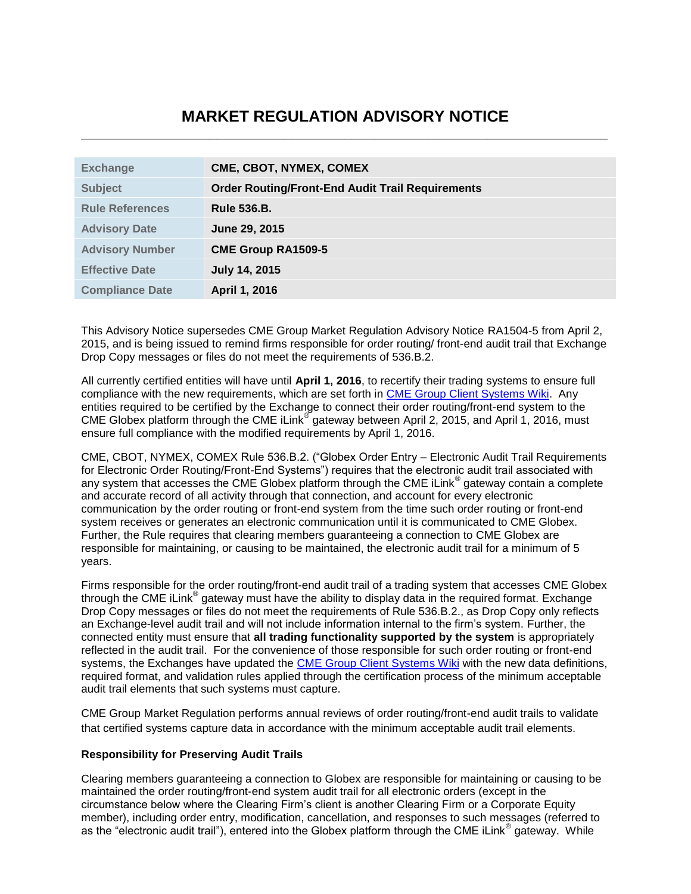# MARKET REGULATION ADVISORY NOTICE

| | |
|---|---|
| Exchange | CME, CBOT, NYMEX, COMEX |
| Subject | Order Routing/Front-End Audit Trail Requirements |
| Rule References | Rule 536.B. |
| Advisory Date | June 29, 2015 |
| Advisory Number | CME Group RA1509-5 |
| Effective Date | July 14, 2015 |
| Compliance Date | April 1, 2016 |

This Advisory Notice supersedes CME Group Market Regulation Advisory Notice RA1504-5 from April 2, 2015, and is being issued to remind firms responsible for order routing/ front-end audit trail that Exchange Drop Copy messages or files do not meet the requirements of 536.B.2.

All currently certified entities will have until **April 1, 2016**, to recertify their trading systems to ensure full compliance with the new requirements, which are set forth in CME Group Client Systems Wiki. Any entities required to be certified by the Exchange to connect their order routing/front-end system to the CME Globex platform through the CME iLink® gateway between April 2, 2015, and April 1, 2016, must ensure full compliance with the modified requirements by April 1, 2016.

CME, CBOT, NYMEX, COMEX Rule 536.B.2. ("Globex Order Entry – Electronic Audit Trail Requirements for Electronic Order Routing/Front-End Systems") requires that the electronic audit trail associated with any system that accesses the CME Globex platform through the CME iLink® gateway contain a complete and accurate record of all activity through that connection, and account for every electronic communication by the order routing or front-end system from the time such order routing or front-end system receives or generates an electronic communication until it is communicated to CME Globex. Further, the Rule requires that clearing members guaranteeing a connection to CME Globex are responsible for maintaining, or causing to be maintained, the electronic audit trail for a minimum of 5 years.

Firms responsible for the order routing/front-end audit trail of a trading system that accesses CME Globex through the CME iLink® gateway must have the ability to display data in the required format. Exchange Drop Copy messages or files do not meet the requirements of Rule 536.B.2., as Drop Copy only reflects an Exchange-level audit trail and will not include information internal to the firm's system. Further, the connected entity must ensure that **all trading functionality supported by the system** is appropriately reflected in the audit trail. For the convenience of those responsible for such order routing or front-end systems, the Exchanges have updated the CME Group Client Systems Wiki with the new data definitions, required format, and validation rules applied through the certification process of the minimum acceptable audit trail elements that such systems must capture.

CME Group Market Regulation performs annual reviews of order routing/front-end audit trails to validate that certified systems capture data in accordance with the minimum acceptable audit trail elements.

**Responsibility for Preserving Audit Trails**

Clearing members guaranteeing a connection to Globex are responsible for maintaining or causing to be maintained the order routing/front-end system audit trail for all electronic orders (except in the circumstance below where the Clearing Firm's client is another Clearing Firm or a Corporate Equity member), including order entry, modification, cancellation, and responses to such messages (referred to as the "electronic audit trail"), entered into the Globex platform through the CME iLink® gateway. While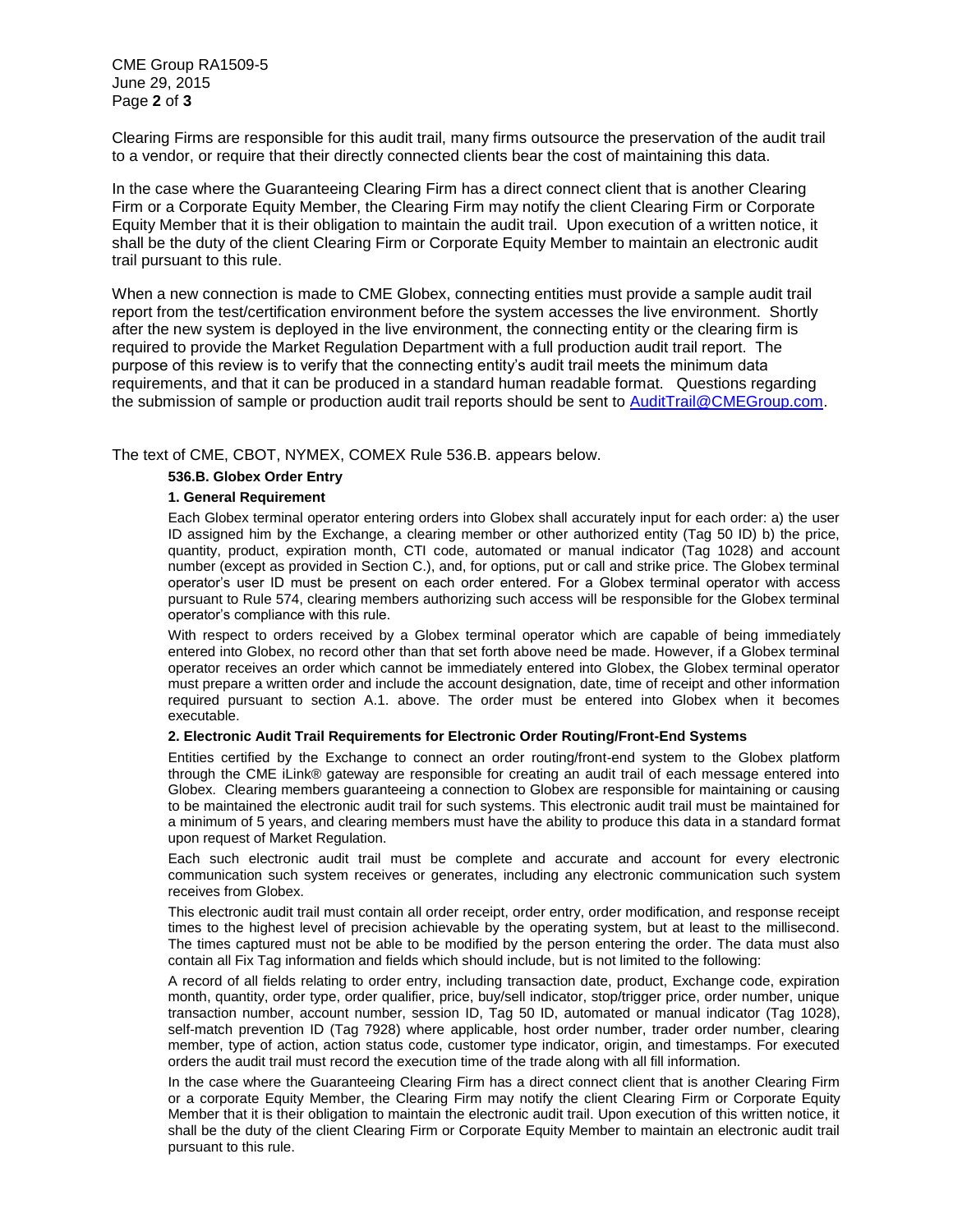Clearing Firms are responsible for this audit trail, many firms outsource the preservation of the audit trail to a vendor, or require that their directly connected clients bear the cost of maintaining this data.

In the case where the Guaranteeing Clearing Firm has a direct connect client that is another Clearing Firm or a Corporate Equity Member, the Clearing Firm may notify the client Clearing Firm or Corporate Equity Member that it is their obligation to maintain the audit trail. Upon execution of a written notice, it shall be the duty of the client Clearing Firm or Corporate Equity Member to maintain an electronic audit trail pursuant to this rule.

When a new connection is made to CME Globex, connecting entities must provide a sample audit trail report from the test/certification environment before the system accesses the live environment. Shortly after the new system is deployed in the live environment, the connecting entity or the clearing firm is required to provide the Market Regulation Department with a full production audit trail report. The purpose of this review is to verify that the connecting entity's audit trail meets the minimum data requirements, and that it can be produced in a standard human readable format. Questions regarding the submission of sample or production audit trail reports should be sent to [AuditTrail@CMEGroup.com](mailto:AuditTrail@CMEGroup.com).

The text of CME, CBOT, NYMEX, COMEX Rule 536.B. appears below.

**536.B. Globex Order Entry**

**1. General Requirement**

Each Globex terminal operator entering orders into Globex shall accurately input for each order: a) the user ID assigned him by the Exchange, a clearing member or other authorized entity (Tag 50 ID) b) the price, quantity, product, expiration month, CTI code, automated or manual indicator (Tag 1028) and account number (except as provided in Section C.), and, for options, put or call and strike price. The Globex terminal operator's user ID must be present on each order entered. For a Globex terminal operator with access pursuant to Rule 574, clearing members authorizing such access will be responsible for the Globex terminal operator's compliance with this rule.

With respect to orders received by a Globex terminal operator which are capable of being immediately entered into Globex, no record other than that set forth above need be made. However, if a Globex terminal operator receives an order which cannot be immediately entered into Globex, the Globex terminal operator must prepare a written order and include the account designation, date, time of receipt and other information required pursuant to section A.1. above. The order must be entered into Globex when it becomes executable.

**2. Electronic Audit Trail Requirements for Electronic Order Routing/Front-End Systems**

Entities certified by the Exchange to connect an order routing/front-end system to the Globex platform through the CME iLink® gateway are responsible for creating an audit trail of each message entered into Globex. Clearing members guaranteeing a connection to Globex are responsible for maintaining or causing to be maintained the electronic audit trail for such systems. This electronic audit trail must be maintained for a minimum of 5 years, and clearing members must have the ability to produce this data in a standard format upon request of Market Regulation.

Each such electronic audit trail must be complete and accurate and account for every electronic communication such system receives or generates, including any electronic communication such system receives from Globex.

This electronic audit trail must contain all order receipt, order entry, order modification, and response receipt times to the highest level of precision achievable by the operating system, but at least to the millisecond. The times captured must not be able to be modified by the person entering the order. The data must also contain all Fix Tag information and fields which should include, but is not limited to the following:

A record of all fields relating to order entry, including transaction date, product, Exchange code, expiration month, quantity, order type, order qualifier, price, buy/sell indicator, stop/trigger price, order number, unique transaction number, account number, session ID, Tag 50 ID, automated or manual indicator (Tag 1028), self-match prevention ID (Tag 7928) where applicable, host order number, trader order number, clearing member, type of action, action status code, customer type indicator, origin, and timestamps. For executed orders the audit trail must record the execution time of the trade along with all fill information.

In the case where the Guaranteeing Clearing Firm has a direct connect client that is another Clearing Firm or a corporate Equity Member, the Clearing Firm may notify the client Clearing Firm or Corporate Equity Member that it is their obligation to maintain the electronic audit trail. Upon execution of this written notice, it shall be the duty of the client Clearing Firm or Corporate Equity Member to maintain an electronic audit trail pursuant to this rule.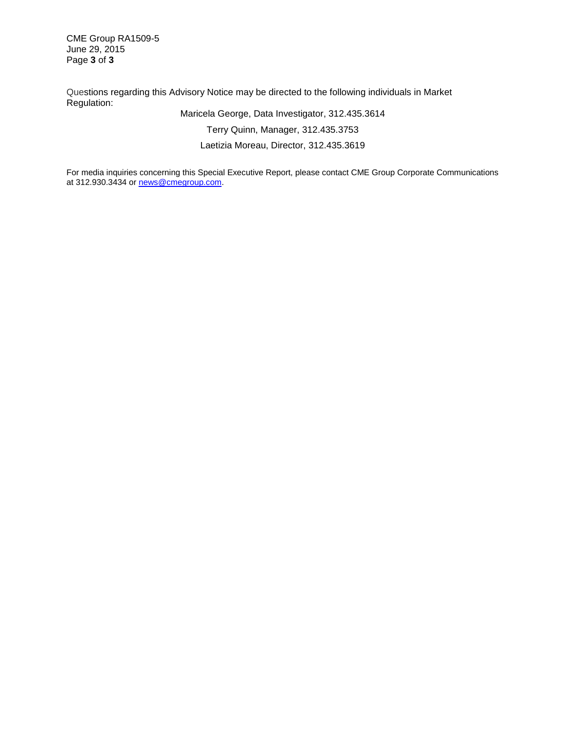Questions regarding this Advisory Notice may be directed to the following individuals in Market Regulation:

Maricela George, Data Investigator, 312.435.3614

Terry Quinn, Manager, 312.435.3753

Laetizia Moreau, Director, 312.435.3619

For media inquiries concerning this Special Executive Report, please contact CME Group Corporate Communications at 312.930.3434 or news@cmegroup.com.